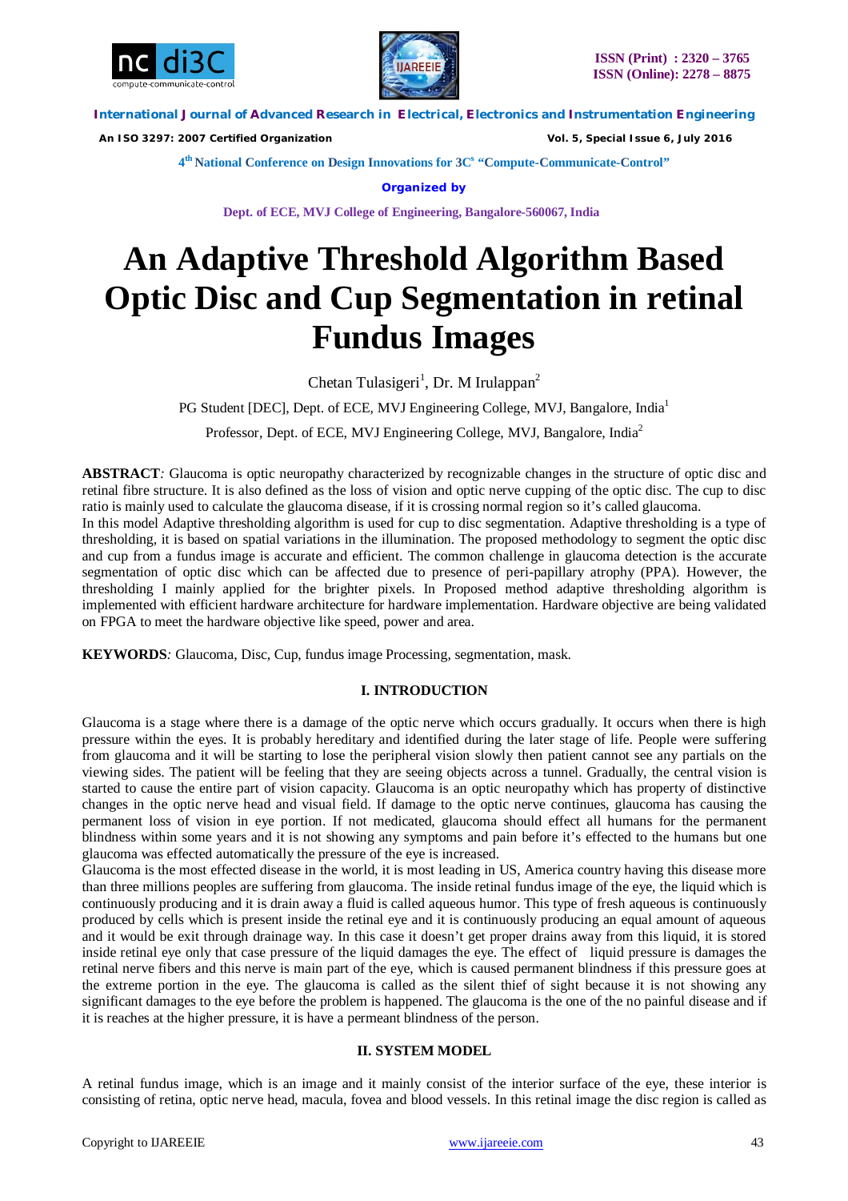# An Adaptive Threshold Algorithm Based Optic Disc and Cup Segmentation in retinal Fundus Images

Chetan Tulasigeri[1], Dr. M Irulappan[2]

PG Student [DEC], Dept. of ECE, MVJ Engineering College, MVJ, Bangalore, India[1]

Professor, Dept. of ECE, MVJ Engineering College, MVJ, Bangalore, India[2]

**ABSTRACT**: Glaucoma is optic neuropathy characterized by recognizable changes in the structure of optic disc and retinal fibre structure. It is also defined as the loss of vision and optic nerve cupping of the optic disc. The cup to disc ratio is mainly used to calculate the glaucoma disease, if it is crossing normal region so it's called glaucoma.
In this model Adaptive thresholding algorithm is used for cup to disc segmentation. Adaptive thresholding is a type of thresholding, it is based on spatial variations in the illumination. The proposed methodology to segment the optic disc and cup from a fundus image is accurate and efficient. The common challenge in glaucoma detection is the accurate segmentation of optic disc which can be affected due to presence of peri-papillary atrophy (PPA). However, the thresholding I mainly applied for the brighter pixels. In Proposed method adaptive thresholding algorithm is implemented with efficient hardware architecture for hardware implementation. Hardware objective are being validated on FPGA to meet the hardware objective like speed, power and area.

**KEYWORDS**: Glaucoma, Disc, Cup, fundus image Processing, segmentation, mask.

## I. INTRODUCTION

Glaucoma is a stage where there is a damage of the optic nerve which occurs gradually. It occurs when there is high pressure within the eyes. It is probably hereditary and identified during the later stage of life. People were suffering from glaucoma and it will be starting to lose the peripheral vision slowly then patient cannot see any partials on the viewing sides. The patient will be feeling that they are seeing objects across a tunnel. Gradually, the central vision is started to cause the entire part of vision capacity. Glaucoma is an optic neuropathy which has property of distinctive changes in the optic nerve head and visual field. If damage to the optic nerve continues, glaucoma has causing the permanent loss of vision in eye portion. If not medicated, glaucoma should effect all humans for the permanent blindness within some years and it is not showing any symptoms and pain before it's effected to the humans but one glaucoma was effected automatically the pressure of the eye is increased.
Glaucoma is the most effected disease in the world, it is most leading in US, America country having this disease more than three millions peoples are suffering from glaucoma. The inside retinal fundus image of the eye, the liquid which is continuously producing and it is drain away a fluid is called aqueous humor. This type of fresh aqueous is continuously produced by cells which is present inside the retinal eye and it is continuously producing an equal amount of aqueous and it would be exit through drainage way. In this case it doesn't get proper drains away from this liquid, it is stored inside retinal eye only that case pressure of the liquid damages the eye. The effect of liquid pressure is damages the retinal nerve fibers and this nerve is main part of the eye, which is caused permanent blindness if this pressure goes at the extreme portion in the eye. The glaucoma is called as the silent thief of sight because it is not showing any significant damages to the eye before the problem is happened. The glaucoma is the one of the no painful disease and if it is reaches at the higher pressure, it is have a permeant blindness of the person.

## II. SYSTEM MODEL

A retinal fundus image, which is an image and it mainly consist of the interior surface of the eye, these interior is consisting of retina, optic nerve head, macula, fovea and blood vessels. In this retinal image the disc region is called as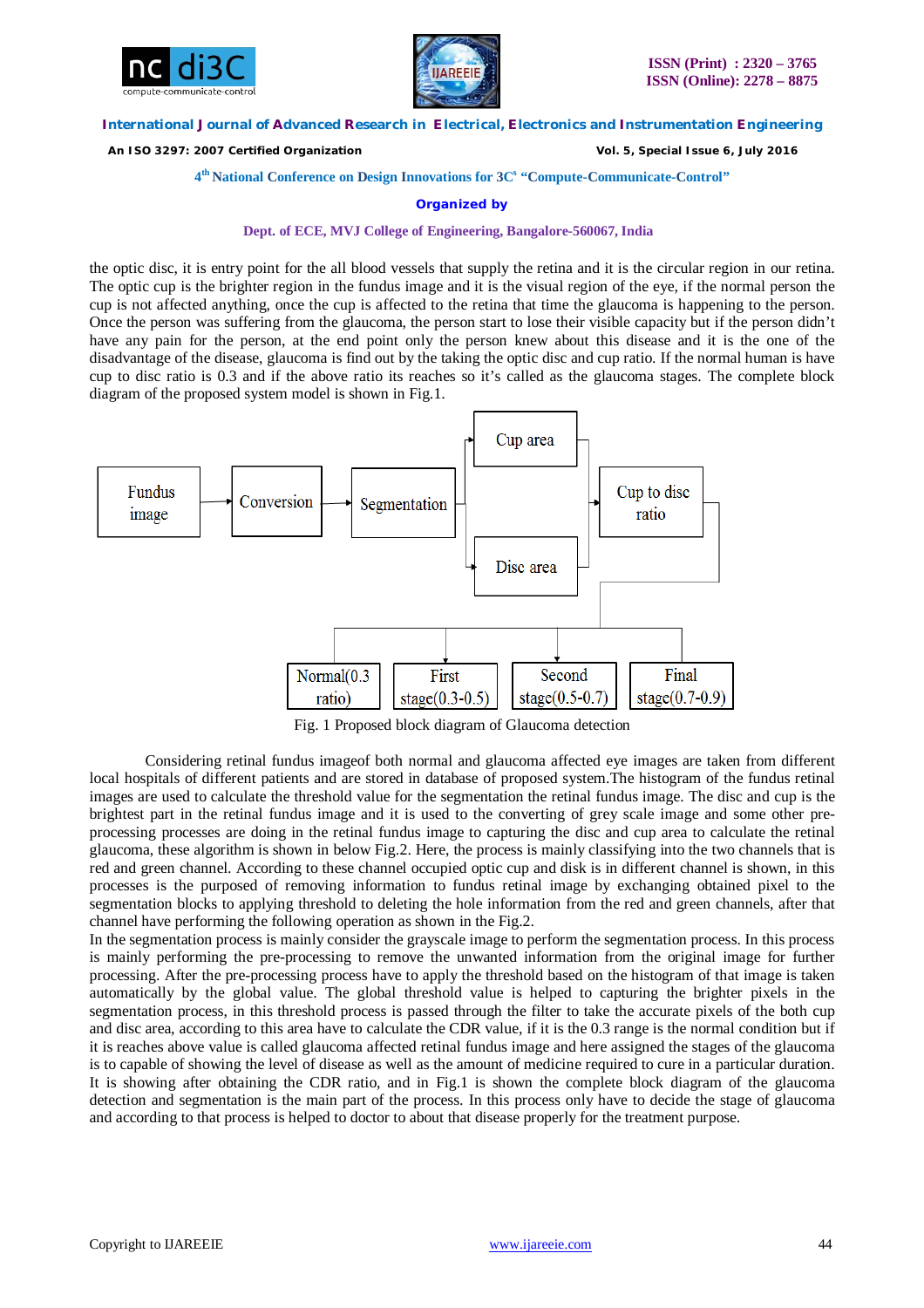the optic disc, it is entry point for the all blood vessels that supply the retina and it is the circular region in our retina. The optic cup is the brighter region in the fundus image and it is the visual region of the eye, if the normal person the cup is not affected anything, once the cup is affected to the retina that time the glaucoma is happening to the person. Once the person was suffering from the glaucoma, the person start to lose their visible capacity but if the person didn't have any pain for the person, at the end point only the person knew about this disease and it is the one of the disadvantage of the disease, glaucoma is find out by the taking the optic disc and cup ratio. If the normal human is have cup to disc ratio is 0.3 and if the above ratio its reaches so it's called as the glaucoma stages. The complete block diagram of the proposed system model is shown in Fig.1.

Fundus image → Conversion → Segmentation → Cup area / Disc area → Cup to disc ratio → Normal(0.3 ratio) | First stage(0.3-0.5) | Second stage(0.5-0.7) | Final stage(0.7-0.9)

Fig. 1 Proposed block diagram of Glaucoma detection

Considering retinal fundus imageof both normal and glaucoma affected eye images are taken from different local hospitals of different patients and are stored in database of proposed system.The histogram of the fundus retinal images are used to calculate the threshold value for the segmentation the retinal fundus image. The disc and cup is the brightest part in the retinal fundus image and it is used to the converting of grey scale image and some other pre-processing processes are doing in the retinal fundus image to capturing the disc and cup area to calculate the retinal glaucoma, these algorithm is shown in below Fig.2. Here, the process is mainly classifying into the two channels that is red and green channel. According to these channel occupied optic cup and disk is in different channel is shown, in this processes is the purposed of removing information to fundus retinal image by exchanging obtained pixel to the segmentation blocks to applying threshold to deleting the hole information from the red and green channels, after that channel have performing the following operation as shown in the Fig.2.

In the segmentation process is mainly consider the grayscale image to perform the segmentation process. In this process is mainly performing the pre-processing to remove the unwanted information from the original image for further processing. After the pre-processing process have to apply the threshold based on the histogram of that image is taken automatically by the global value. The global threshold value is helped to capturing the brighter pixels in the segmentation process, in this threshold process is passed through the filter to take the accurate pixels of the both cup and disc area, according to this area have to calculate the CDR value, if it is the 0.3 range is the normal condition but if it is reaches above value is called glaucoma affected retinal fundus image and here assigned the stages of the glaucoma is to capable of showing the level of disease as well as the amount of medicine required to cure in a particular duration. It is showing after obtaining the CDR ratio, and in Fig.1 is shown the complete block diagram of the glaucoma detection and segmentation is the main part of the process. In this process only have to decide the stage of glaucoma and according to that process is helped to doctor to about that disease properly for the treatment purpose.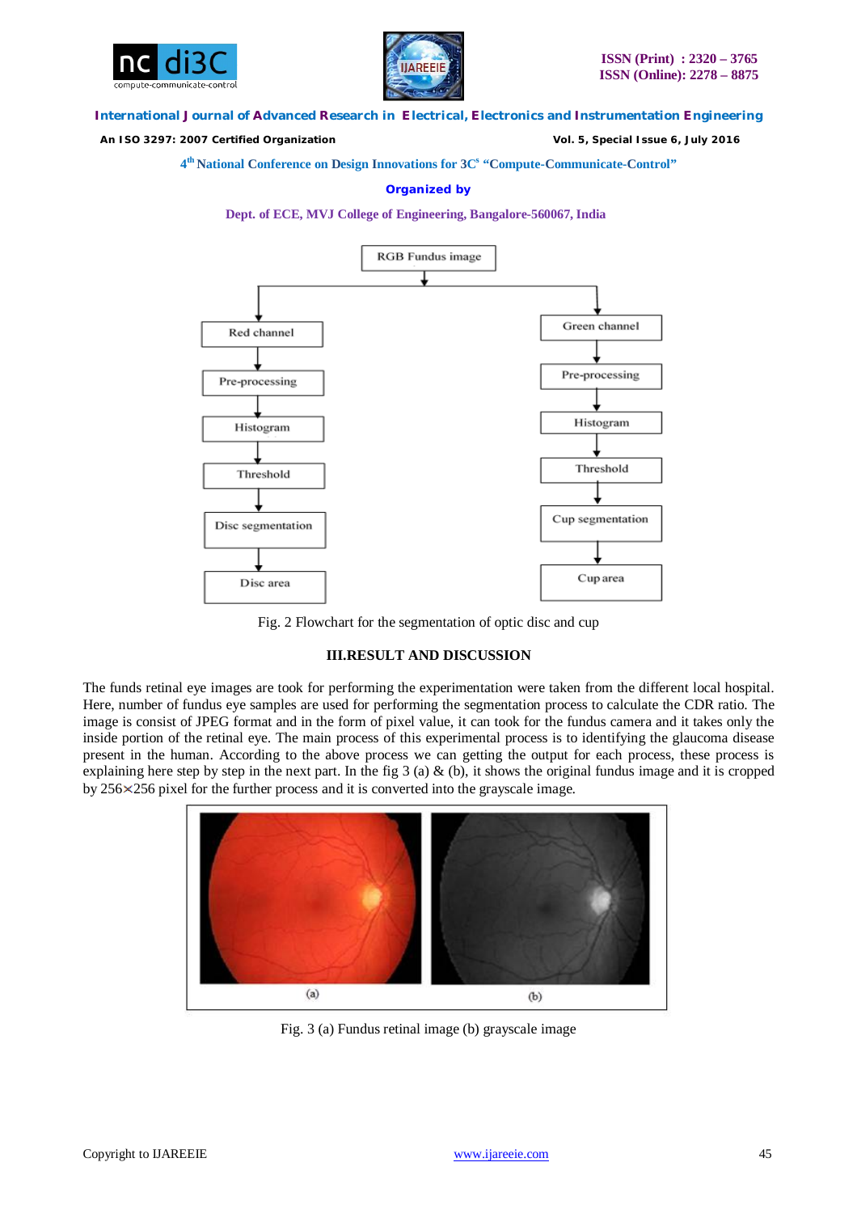Fig. 2 Flowchart for the segmentation of optic disc and cup

## III.RESULT AND DISCUSSION

The funds retinal eye images are took for performing the experimentation were taken from the different local hospital. Here, number of fundus eye samples are used for performing the segmentation process to calculate the CDR ratio. The image is consist of JPEG format and in the form of pixel value, it can took for the fundus camera and it takes only the inside portion of the retinal eye. The main process of this experimental process is to identifying the glaucoma disease present in the human. According to the above process we can getting the output for each process, these process is explaining here step by step in the next part. In the fig 3 (a) & (b), it shows the original fundus image and it is cropped by 256×256 pixel for the further process and it is converted into the grayscale image.

Fig. 3 (a) Fundus retinal image (b) grayscale image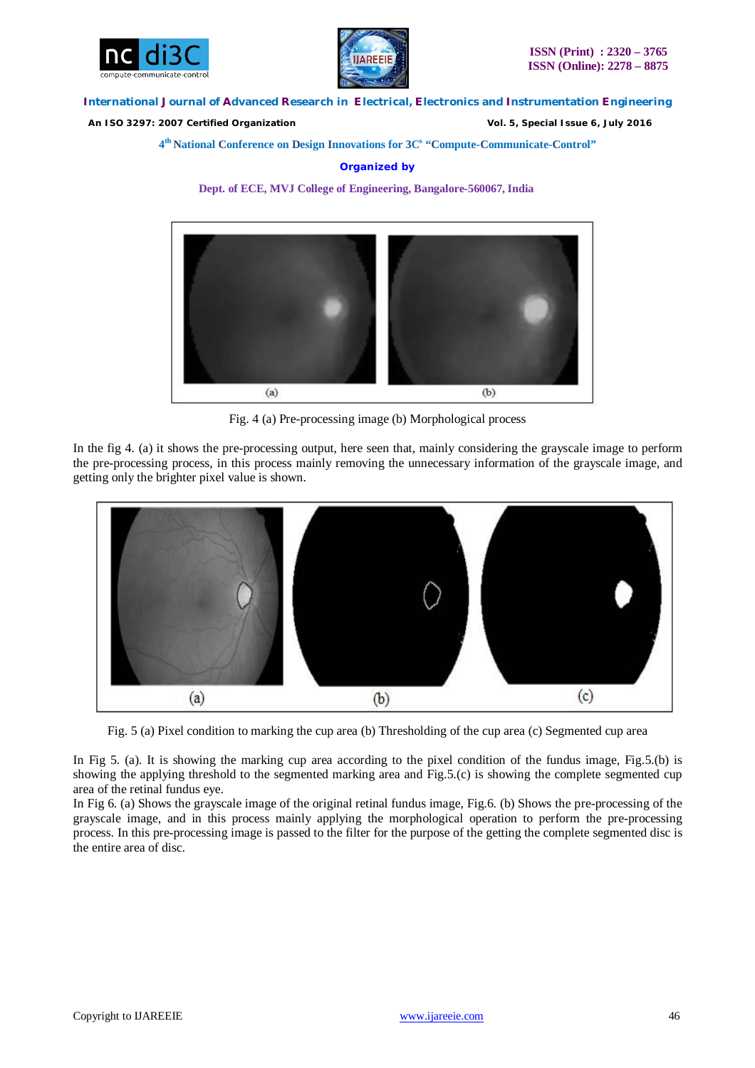Fig. 4 (a) Pre-processing image (b) Morphological process

In the fig 4. (a) it shows the pre-processing output, here seen that, mainly considering the grayscale image to perform the pre-processing process, in this process mainly removing the unnecessary information of the grayscale image, and getting only the brighter pixel value is shown.

Fig. 5 (a) Pixel condition to marking the cup area (b) Thresholding of the cup area (c) Segmented cup area

In Fig 5. (a). It is showing the marking cup area according to the pixel condition of the fundus image, Fig.5.(b) is showing the applying threshold to the segmented marking area and Fig.5.(c) is showing the complete segmented cup area of the retinal fundus eye.

In Fig 6. (a) Shows the grayscale image of the original retinal fundus image, Fig.6. (b) Shows the pre-processing of the grayscale image, and in this process mainly applying the morphological operation to perform the pre-processing process. In this pre-processing image is passed to the filter for the purpose of the getting the complete segmented disc is the entire area of disc.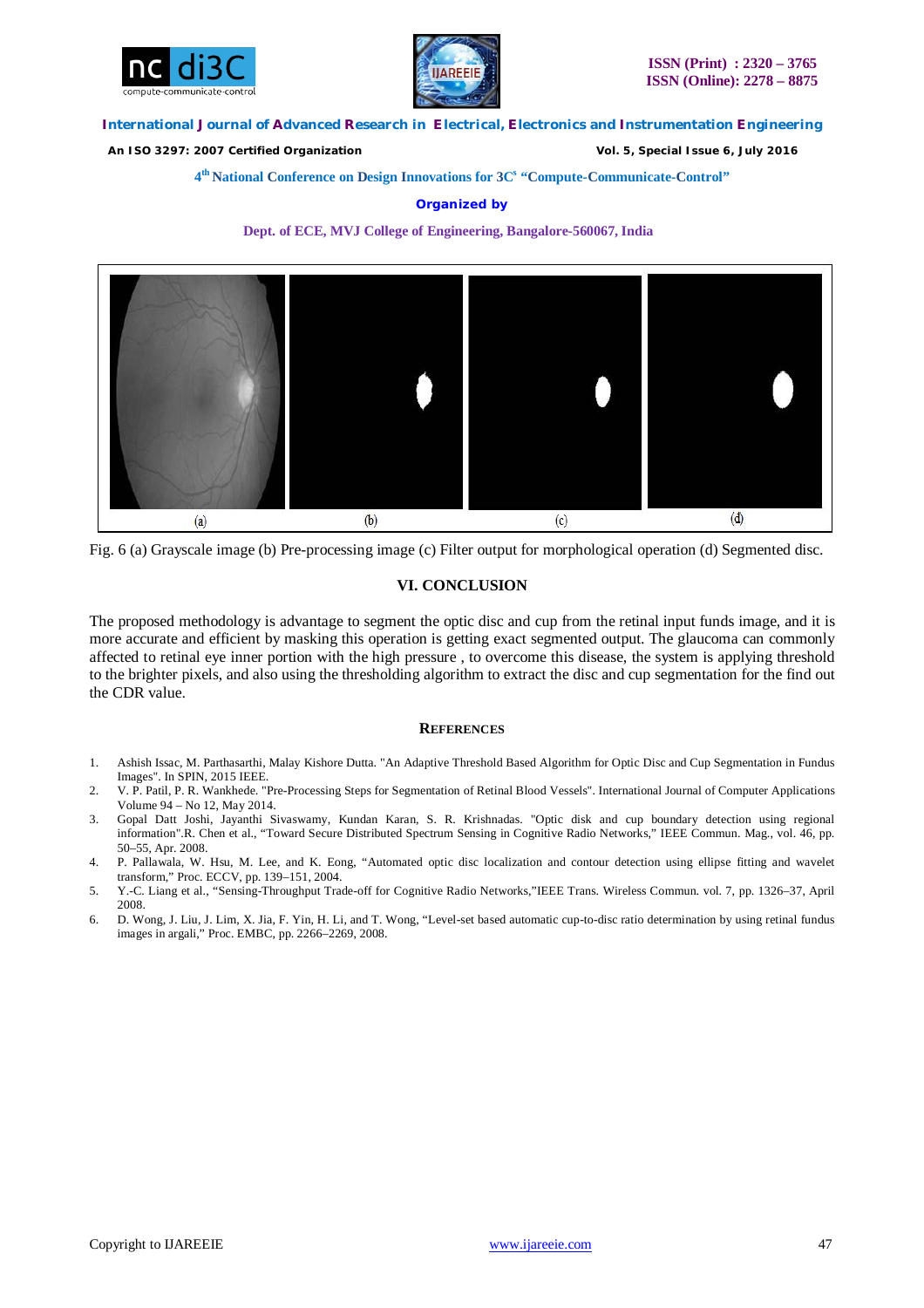(a) (b) (c) (d)

Fig. 6 (a) Grayscale image (b) Pre-processing image (c) Filter output for morphological operation (d) Segmented disc.

## VI. CONCLUSION

The proposed methodology is advantage to segment the optic disc and cup from the retinal input funds image, and it is more accurate and efficient by masking this operation is getting exact segmented output. The glaucoma can commonly affected to retinal eye inner portion with the high pressure , to overcome this disease, the system is applying threshold to the brighter pixels, and also using the thresholding algorithm to extract the disc and cup segmentation for the find out the CDR value.

## REFERENCES

1. Ashish Issac, M. Parthasarthi, Malay Kishore Dutta. "An Adaptive Threshold Based Algorithm for Optic Disc and Cup Segmentation in Fundus Images". In SPIN, 2015 IEEE.
2. V. P. Patil, P. R. Wankhede. "Pre-Processing Steps for Segmentation of Retinal Blood Vessels". International Journal of Computer Applications Volume 94 – No 12, May 2014.
3. Gopal Datt Joshi, Jayanthi Sivaswamy, Kundan Karan, S. R. Krishnadas. "Optic disk and cup boundary detection using regional information".R. Chen et al., "Toward Secure Distributed Spectrum Sensing in Cognitive Radio Networks," IEEE Commun. Mag., vol. 46, pp. 50–55, Apr. 2008.
4. P. Pallawala, W. Hsu, M. Lee, and K. Eong, "Automated optic disc localization and contour detection using ellipse fitting and wavelet transform," Proc. ECCV, pp. 139–151, 2004.
5. Y.-C. Liang et al., "Sensing-Throughput Trade-off for Cognitive Radio Networks,"IEEE Trans. Wireless Commun. vol. 7, pp. 1326–37, April 2008.
6. D. Wong, J. Liu, J. Lim, X. Jia, F. Yin, H. Li, and T. Wong, "Level-set based automatic cup-to-disc ratio determination by using retinal fundus images in argali," Proc. EMBC, pp. 2266–2269, 2008.